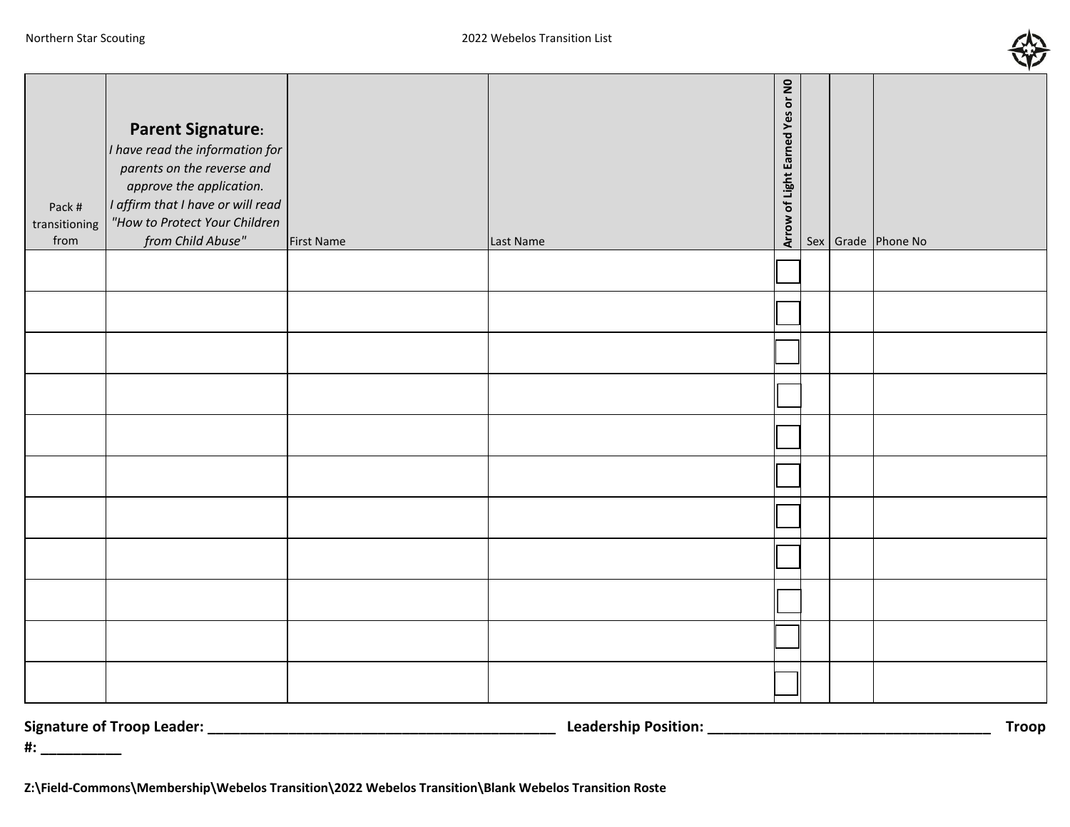Northern Star Scouting

# 2022 Webelos Transition List

| Pack # transitioning from | **Parent Signature:** *I have read the information for parents on the reverse and approve the application. I affirm that I have or will read "How to Protect Your Children from Child Abuse"* | First Name | Last Name | **Arrow of Light Earned Yes or N0** | Sex | Grade | Phone No |
|---|---|---|---|---|---|---|---|
| | | | | ☐ | | | |
| | | | | ☐ | | | |
| | | | | ☐ | | | |
| | | | | ☐ | | | |
| | | | | ☐ | | | |
| | | | | ☐ | | | |
| | | | | ☐ | | | |
| | | | | ☐ | | | |
| | | | | ☐ | | | |
| | | | | ☐ | | | |
| | | | | ☐ | | | |

**Signature of Troop Leader: _____________________________________________ Leadership Position: ____________________________________ Troop #: __________**

**Z:\Field-Commons\Membership\Webelos Transition\2022 Webelos Transition\Blank Webelos Transition Roste**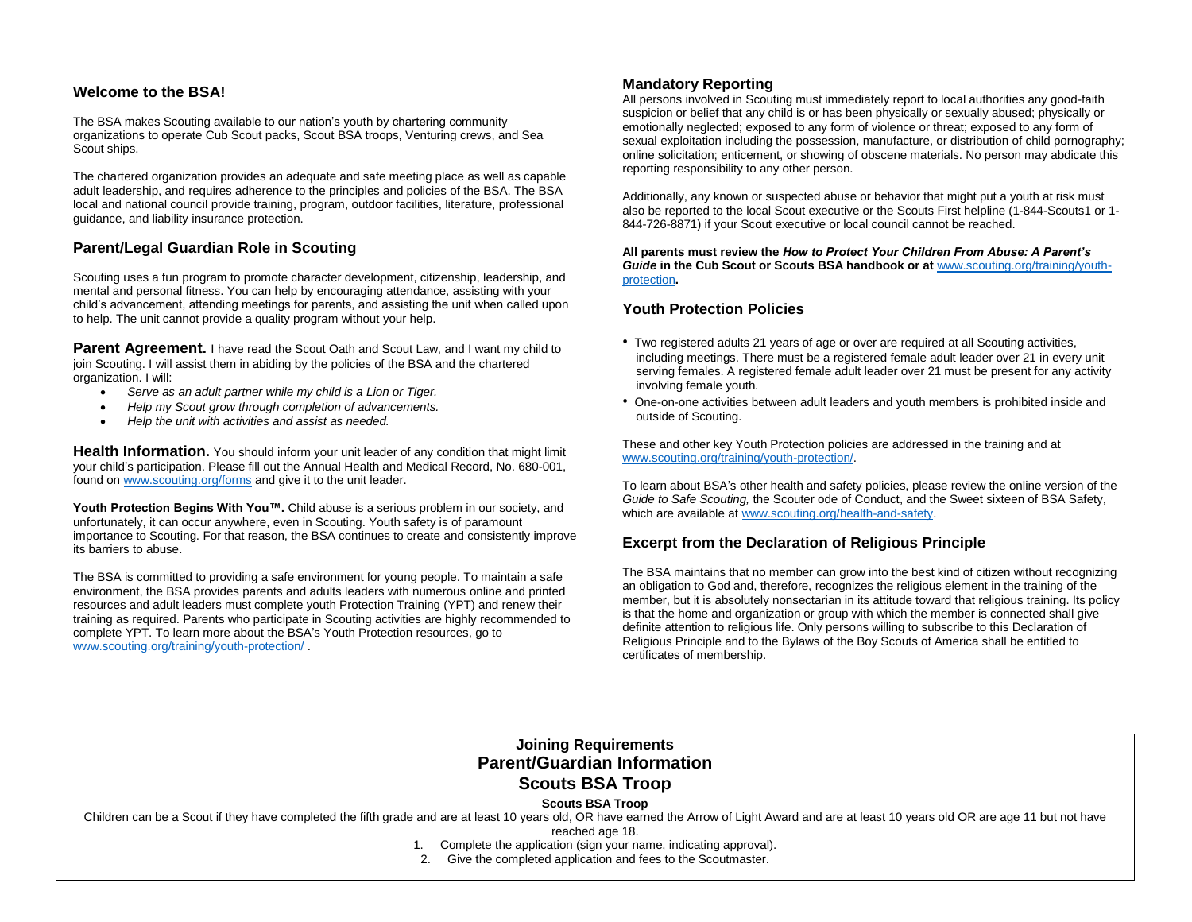## Welcome to the BSA!

The BSA makes Scouting available to our nation's youth by chartering community organizations to operate Cub Scout packs, Scout BSA troops, Venturing crews, and Sea Scout ships.

The chartered organization provides an adequate and safe meeting place as well as capable adult leadership, and requires adherence to the principles and policies of the BSA. The BSA local and national council provide training, program, outdoor facilities, literature, professional guidance, and liability insurance protection.

## Parent/Legal Guardian Role in Scouting

Scouting uses a fun program to promote character development, citizenship, leadership, and mental and personal fitness. You can help by encouraging attendance, assisting with your child's advancement, attending meetings for parents, and assisting the unit when called upon to help. The unit cannot provide a quality program without your help.

**Parent Agreement.** I have read the Scout Oath and Scout Law, and I want my child to join Scouting. I will assist them in abiding by the policies of the BSA and the chartered organization. I will:

- *Serve as an adult partner while my child is a Lion or Tiger.*
- *Help my Scout grow through completion of advancements.*
- *Help the unit with activities and assist as needed.*

**Health Information.** You should inform your unit leader of any condition that might limit your child's participation. Please fill out the Annual Health and Medical Record, No. 680-001, found on www.scouting.org/forms and give it to the unit leader.

**Youth Protection Begins With You™.** Child abuse is a serious problem in our society, and unfortunately, it can occur anywhere, even in Scouting. Youth safety is of paramount importance to Scouting. For that reason, the BSA continues to create and consistently improve its barriers to abuse.

The BSA is committed to providing a safe environment for young people. To maintain a safe environment, the BSA provides parents and adults leaders with numerous online and printed resources and adult leaders must complete youth Protection Training (YPT) and renew their training as required. Parents who participate in Scouting activities are highly recommended to complete YPT. To learn more about the BSA's Youth Protection resources, go to www.scouting.org/training/youth-protection/ .

## Mandatory Reporting

All persons involved in Scouting must immediately report to local authorities any good-faith suspicion or belief that any child is or has been physically or sexually abused; physically or emotionally neglected; exposed to any form of violence or threat; exposed to any form of sexual exploitation including the possession, manufacture, or distribution of child pornography; online solicitation; enticement, or showing of obscene materials. No person may abdicate this reporting responsibility to any other person.

Additionally, any known or suspected abuse or behavior that might put a youth at risk must also be reported to the local Scout executive or the Scouts First helpline (1-844-Scouts1 or 1-844-726-8871) if your Scout executive or local council cannot be reached.

**All parents must review the *How to Protect Your Children From Abuse: A Parent's Guide* in the Cub Scout or Scouts BSA handbook or at www.scouting.org/training/youth-protection.**

## Youth Protection Policies

- Two registered adults 21 years of age or over are required at all Scouting activities, including meetings. There must be a registered female adult leader over 21 in every unit serving females. A registered female adult leader over 21 must be present for any activity involving female youth.
- One-on-one activities between adult leaders and youth members is prohibited inside and outside of Scouting.

These and other key Youth Protection policies are addressed in the training and at www.scouting.org/training/youth-protection/.

To learn about BSA's other health and safety policies, please review the online version of the *Guide to Safe Scouting,* the Scouter ode of Conduct, and the Sweet sixteen of BSA Safety, which are available at www.scouting.org/health-and-safety.

## Excerpt from the Declaration of Religious Principle

The BSA maintains that no member can grow into the best kind of citizen without recognizing an obligation to God and, therefore, recognizes the religious element in the training of the member, but it is absolutely nonsectarian in its attitude toward that religious training. Its policy is that the home and organization or group with which the member is connected shall give definite attention to religious life. Only persons willing to subscribe to this Declaration of Religious Principle and to the Bylaws of the Boy Scouts of America shall be entitled to certificates of membership.

**Joining Requirements**

## Parent/Guardian Information

## Scouts BSA Troop

**Scouts BSA Troop**

Children can be a Scout if they have completed the fifth grade and are at least 10 years old, OR have earned the Arrow of Light Award and are at least 10 years old OR are age 11 but not have reached age 18.

1. Complete the application (sign your name, indicating approval).
2. Give the completed application and fees to the Scoutmaster.